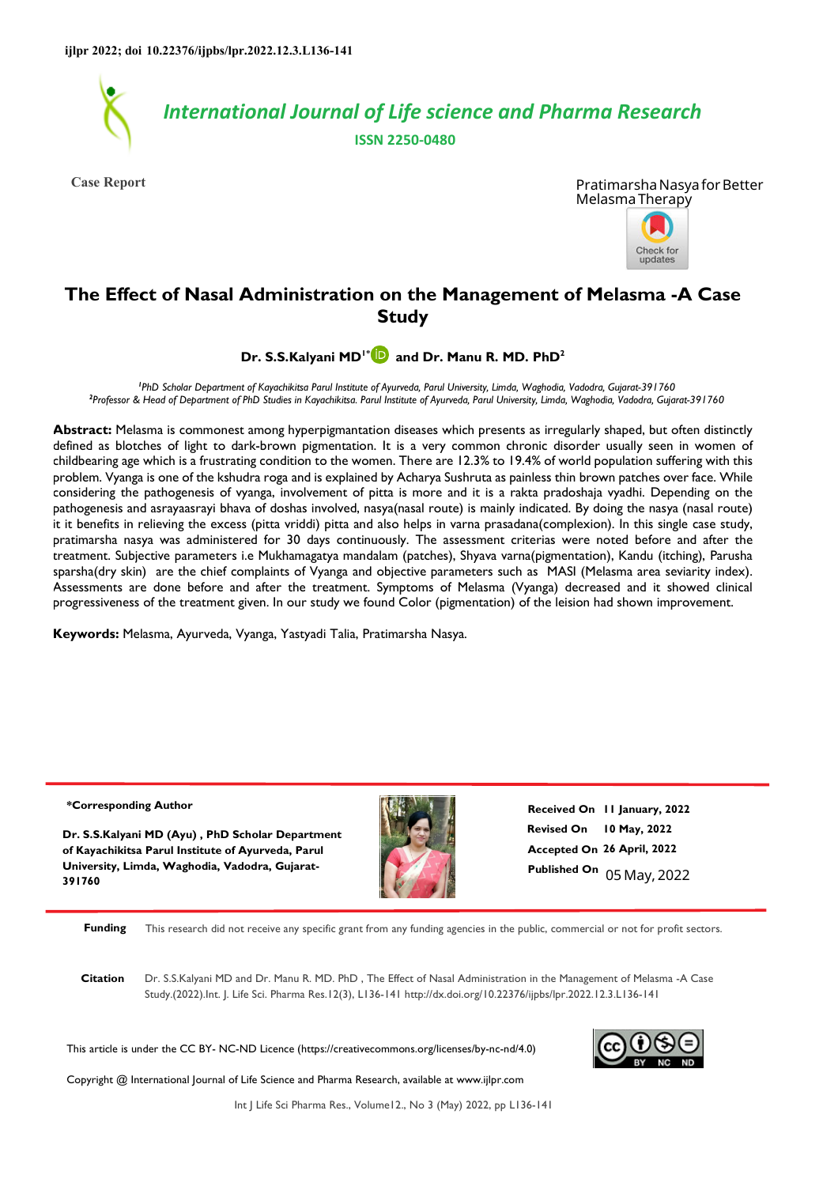Case Report

Pratimarsha Nasya for Better Melasma Therapy

# The Effect of Nasal Administration on the Management of Melasma -A Case Study

**Dr. S.S.Kalyani MD[1*] and Dr. Manu R. MD. PhD[2]**

*[1]PhD Scholar Department of Kayachikitsa Parul Institute of Ayurveda, Parul University, Limda, Waghodia, Vadodra, Gujarat-391760*
*[2]Professor & Head of Department of PhD Studies in Kayachikitsa. Parul Institute of Ayurveda, Parul University, Limda, Waghodia, Vadodra, Gujarat-391760*

**Abstract:** Melasma is commonest among hyperpigmentation diseases which presents as irregularly shaped, but often distinctly defined as blotches of light to dark-brown pigmentation. It is a very common chronic disorder usually seen in women of childbearing age which is a frustrating condition to the women. There are 12.3% to 19.4% of world population suffering with this problem. Vyanga is one of the kshudra roga and is explained by Acharya Sushruta as painless thin brown patches over face. While considering the pathogenesis of vyanga, involvement of pitta is more and it is a rakta pradoshaja vyadhi. Depending on the pathogenesis and asrayaasrayi bhava of doshas involved, nasya(nasal route) is mainly indicated. By doing the nasya (nasal route) it it benefits in relieving the excess (pitta vriddi) pitta and also helps in varna prasadana(complexion). In this single case study, pratimarsha nasya was administered for 30 days continuously. The assessment criterias were noted before and after the treatment. Subjective parameters i.e Mukhamagatya mandalam (patches), Shyava varna(pigmentation), Kandu (itching), Parusha sparsha(dry skin) are the chief complaints of Vyanga and objective parameters such as MASI (Melasma area seviarity index). Assessments are done before and after the treatment. Symptoms of Melasma (Vyanga) decreased and it showed clinical progressiveness of the treatment given. In our study we found Color (pigmentation) of the leision had shown improvement.

**Keywords:** Melasma, Ayurveda, Vyanga, Yastyadi Talia, Pratimarsha Nasya.

**\*Corresponding Author**

**Dr. S.S.Kalyani MD (Ayu) , PhD Scholar Department of Kayachikitsa Parul Institute of Ayurveda, Parul University, Limda, Waghodia, Vadodra, Gujarat-391760**

**Received On** 11 January, 2022
**Revised On** 10 May, 2022
**Accepted On** 26 April, 2022
**Published On** 05 May, 2022

**Funding** This research did not receive any specific grant from any funding agencies in the public, commercial or not for profit sectors.

**Citation** Dr. S.S.Kalyani MD and Dr. Manu R. MD. PhD , The Effect of Nasal Administration in the Management of Melasma -A Case Study.(2022).Int. J. Life Sci. Pharma Res.12(3), L136-141 http://dx.doi.org/10.22376/ijpbs/lpr.2022.12.3.L136-141

This article is under the CC BY- NC-ND Licence (https://creativecommons.org/licenses/by-nc-nd/4.0)

Copyright @ International Journal of Life Science and Pharma Research, available at www.ijlpr.com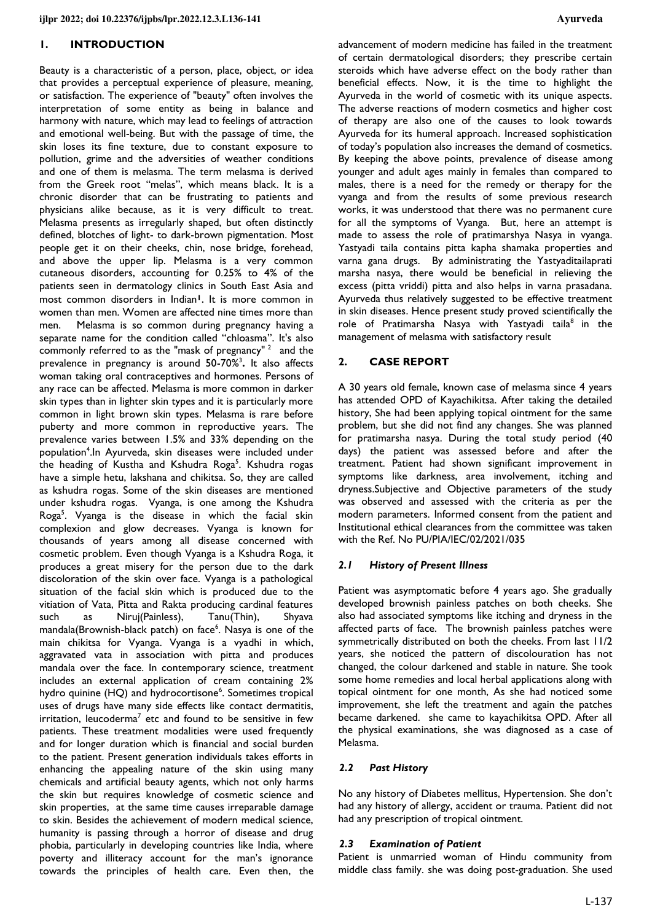## 1. INTRODUCTION

Beauty is a characteristic of a person, place, object, or idea that provides a perceptual experience of pleasure, meaning, or satisfaction. The experience of "beauty" often involves the interpretation of some entity as being in balance and harmony with nature, which may lead to feelings of attraction and emotional well-being. But with the passage of time, the skin loses its fine texture, due to constant exposure to pollution, grime and the adversities of weather conditions and one of them is melasma. The term melasma is derived from the Greek root "melas", which means black. It is a chronic disorder that can be frustrating to patients and physicians alike because, as it is very difficult to treat. Melasma presents as irregularly shaped, but often distinctly defined, blotches of light- to dark-brown pigmentation. Most people get it on their cheeks, chin, nose bridge, forehead, and above the upper lip. Melasma is a very common cutaneous disorders, accounting for 0.25% to 4% of the patients seen in dermatology clinics in South East Asia and most common disorders in Indian[1]. It is more common in women than men. Women are affected nine times more than men. Melasma is so common during pregnancy having a separate name for the condition called "chloasma". It's also commonly referred to as the "mask of pregnancy"[2] and the prevalence in pregnancy is around 50-70%[3]. It also affects woman taking oral contraceptives and hormones. Persons of any race can be affected. Melasma is more common in darker skin types than in lighter skin types and it is particularly more common in light brown skin types. Melasma is rare before puberty and more common in reproductive years. The prevalence varies between 1.5% and 33% depending on the population[4].In Ayurveda, skin diseases were included under the heading of Kustha and Kshudra Roga[5]. Kshudra rogas have a simple hetu, lakshana and chikitsa. So, they are called as kshudra rogas. Some of the skin diseases are mentioned under kshudra rogas. Vyanga, is one among the Kshudra Roga[5]. Vyanga is the disease in which the facial skin complexion and glow decreases. Vyanga is known for thousands of years among all disease concerned with cosmetic problem. Even though Vyanga is a Kshudra Roga, it produces a great misery for the person due to the dark discoloration of the skin over face. Vyanga is a pathological situation of the facial skin which is produced due to the vitiation of Vata, Pitta and Rakta producing cardinal features such as Niruj(Painless), Tanu(Thin), Shyava mandala(Brownish-black patch) on face[6]. Nasya is one of the main chikitsa for Vyanga. Vyanga is a vyadhi in which, aggravated vata in association with pitta and produces mandala over the face. In contemporary science, treatment includes an external application of cream containing 2% hydro quinine (HQ) and hydrocortisone[6]. Sometimes tropical uses of drugs have many side effects like contact dermatitis, irritation, leucoderma[7] etc and found to be sensitive in few patients. These treatment modalities were used frequently and for longer duration which is financial and social burden to the patient. Present generation individuals takes efforts in enhancing the appealing nature of the skin using many chemicals and artificial beauty agents, which not only harms the skin but requires knowledge of cosmetic science and skin properties, at the same time causes irreparable damage to skin. Besides the achievement of modern medical science, humanity is passing through a horror of disease and drug phobia, particularly in developing countries like India, where poverty and illiteracy account for the man's ignorance towards the principles of health care. Even then, the advancement of modern medicine has failed in the treatment of certain dermatological disorders; they prescribe certain steroids which have adverse effect on the body rather than beneficial effects. Now, it is the time to highlight the Ayurveda in the world of cosmetic with its unique aspects. The adverse reactions of modern cosmetics and higher cost of therapy are also one of the causes to look towards Ayurveda for its humeral approach. Increased sophistication of today's population also increases the demand of cosmetics. By keeping the above points, prevalence of disease among younger and adult ages mainly in females than compared to males, there is a need for the remedy or therapy for the vyanga and from the results of some previous research works, it was understood that there was no permanent cure for all the symptoms of Vyanga. But, here an attempt is made to assess the role of pratimarshya Nasya in vyanga. Yastyadi taila contains pitta kapha shamaka properties and varna gana drugs. By administrating the Yastyaditailaprati marsha nasya, there would be beneficial in relieving the excess (pitta vriddi) pitta and also helps in varna prasadana. Ayurveda thus relatively suggested to be effective treatment in skin diseases. Hence present study proved scientifically the role of Pratimarsha Nasya with Yastyadi taila[8] in the management of melasma with satisfactory result

## 2. CASE REPORT

A 30 years old female, known case of melasma since 4 years has attended OPD of Kayachikitsa. After taking the detailed history, She had been applying topical ointment for the same problem, but she did not find any changes. She was planned for pratimarsha nasya. During the total study period (40 days) the patient was assessed before and after the treatment. Patient had shown significant improvement in symptoms like darkness, area involvement, itching and dryness.Subjective and Objective parameters of the study was observed and assessed with the criteria as per the modern parameters. Informed consent from the patient and Institutional ethical clearances from the committee was taken with the Ref. No PU/PIA/IEC/02/2021/035

### *2.1 History of Present Illness*

Patient was asymptomatic before 4 years ago. She gradually developed brownish painless patches on both cheeks. She also had associated symptoms like itching and dryness in the affected parts of face. The brownish painless patches were symmetrically distributed on both the cheeks. From last 11/2 years, she noticed the pattern of discolouration has not changed, the colour darkened and stable in nature. She took some home remedies and local herbal applications along with topical ointment for one month, As she had noticed some improvement, she left the treatment and again the patches became darkened. she came to kayachikitsa OPD. After all the physical examinations, she was diagnosed as a case of Melasma.

### *2.2 Past History*

No any history of Diabetes mellitus, Hypertension. She don't had any history of allergy, accident or trauma. Patient did not had any prescription of tropical ointment.

### *2.3 Examination of Patient*

Patient is unmarried woman of Hindu community from middle class family. she was doing post-graduation. She used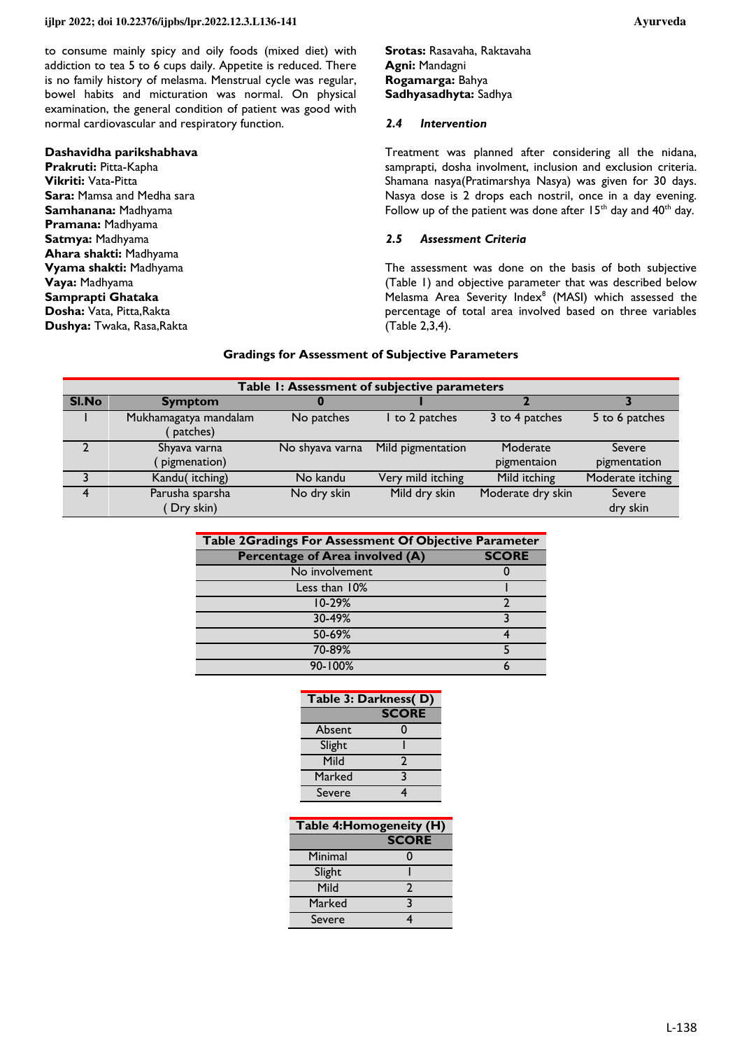to consume mainly spicy and oily foods (mixed diet) with addiction to tea 5 to 6 cups daily. Appetite is reduced. There is no family history of melasma. Menstrual cycle was regular, bowel habits and micturation was normal. On physical examination, the general condition of patient was good with normal cardiovascular and respiratory function.

**Dashavidha parikshabhava**

**Prakruti:** Pitta-Kapha
**Vikriti:** Vata-Pitta
**Sara:** Mamsa and Medha sara
**Samhanana:** Madhyama
**Pramana:** Madhyama
**Satmya:** Madhyama
**Ahara shakti:** Madhyama
**Vyama shakti:** Madhyama
**Vaya:** Madhyama
**Samprapti Ghataka**
**Dosha:** Vata, Pitta,Rakta
**Dushya:** Twaka, Rasa,Rakta
**Srotas:** Rasavaha, Raktavaha
**Agni:** Mandagni
**Rogamarga:** Bahya
**Sadhyasadhyta:** Sadhya

### *2.4 Intervention*

Treatment was planned after considering all the nidana, samprapti, dosha involment, inclusion and exclusion criteria. Shamana nasya(Pratimarshya Nasya) was given for 30 days. Nasya dose is 2 drops each nostril, once in a day evening. Follow up of the patient was done after 15th day and 40th day.

### *2.5 Assessment Criteria*

The assessment was done on the basis of both subjective (Table 1) and objective parameter that was described below Melasma Area Severity Index[8] (MASI) which assessed the percentage of total area involved based on three variables (Table 2,3,4).

**Gradings for Assessment of Subjective Parameters**

**Table 1: Assessment of subjective parameters**

| Sl.No | Symptom | 0 | 1 | 2 | 3 |
|---|---|---|---|---|---|
| 1 | Mukhamagatya mandalam ( patches) | No patches | 1 to 2 patches | 3 to 4 patches | 5 to 6 patches |
| 2 | Shyava varna ( pigmenation) | No shyava varna | Mild pigmentation | Moderate pigmentaion | Severe pigmentation |
| 3 | Kandu( itching) | No kandu | Very mild itching | Mild itching | Moderate itching |
| 4 | Parusha sparsha ( Dry skin) | No dry skin | Mild dry skin | Moderate dry skin | Severe dry skin |

**Table 2Gradings For Assessment Of Objective Parameter**

| Percentage of Area involved (A) | SCORE |
|---|---|
| No involvement | 0 |
| Less than 10% | 1 |
| 10-29% | 2 |
| 30-49% | 3 |
| 50-69% | 4 |
| 70-89% | 5 |
| 90-100% | 6 |

**Table 3: Darkness( D)**

| | SCORE |
|---|---|
| Absent | 0 |
| Slight | 1 |
| Mild | 2 |
| Marked | 3 |
| Severe | 4 |

**Table 4:Homogeneity (H)**

| | SCORE |
|---|---|
| Minimal | 0 |
| Slight | 1 |
| Mild | 2 |
| Marked | 3 |
| Severe | 4 |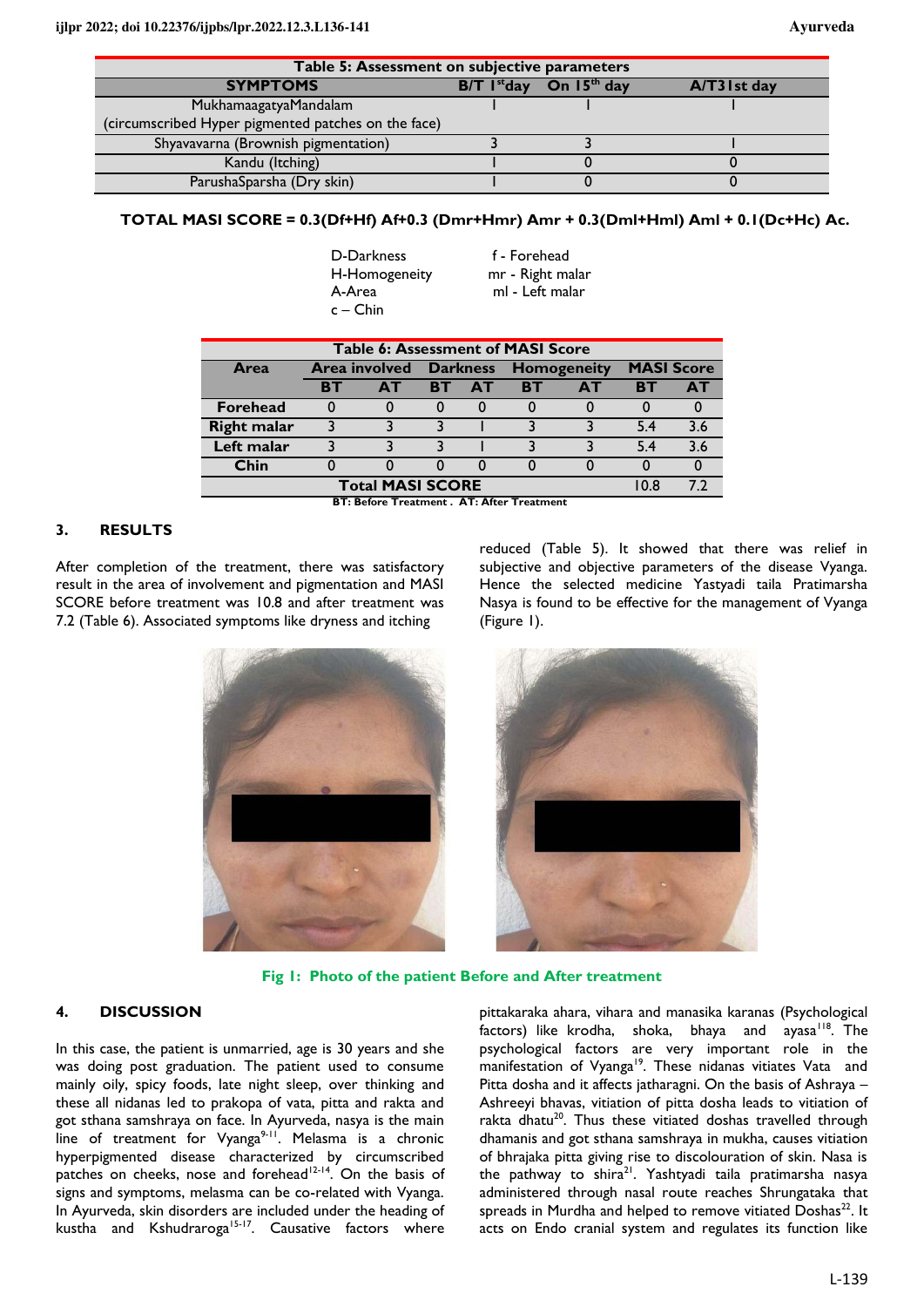**Table 5: Assessment on subjective parameters**

| SYMPTOMS | B/T 1st day | On 15th day | A/T31st day |
|---|---|---|---|
| MukhamaagatyaMandalam (circumscribed Hyper pigmented patches on the face) | 1 | 1 | 1 |
| Shyavavarna (Brownish pigmentation) | 3 | 3 | 1 |
| Kandu (Itching) | 1 | 0 | 0 |
| ParushaSparsha (Dry skin) | 1 | 0 | 0 |

**TOTAL MASI SCORE = 0.3(Df+Hf) Af+0.3 (Dmr+Hmr) Amr + 0.3(Dml+Hml) Aml + 0.1(Dc+Hc) Ac.**

D-Darkness
H-Homogeneity
A-Area
c – Chin

f - Forehead
mr - Right malar
ml - Left malar

**Table 6: Assessment of MASI Score**

| Area | Area involved | | Darkness | | Homogeneity | | MASI Score | |
|---|---|---|---|---|---|---|---|---|
| | BT | AT | BT | AT | BT | AT | BT | AT |
| Forehead | 0 | 0 | 0 | 0 | 0 | 0 | 0 | 0 |
| Right malar | 3 | 3 | 3 | 1 | 3 | 3 | 5.4 | 3.6 |
| Left malar | 3 | 3 | 3 | 1 | 3 | 3 | 5.4 | 3.6 |
| Chin | 0 | 0 | 0 | 0 | 0 | 0 | 0 | 0 |
| Total MASI SCORE | | | | | | | 10.8 | 7.2 |

BT: Before Treatment . AT: After Treatment

## 3. RESULTS

After completion of the treatment, there was satisfactory result in the area of involvement and pigmentation and MASI SCORE before treatment was 10.8 and after treatment was 7.2 (Table 6). Associated symptoms like dryness and itching reduced (Table 5). It showed that there was relief in subjective and objective parameters of the disease Vyanga. Hence the selected medicine Yastyadi taila Pratimarsha Nasya is found to be effective for the management of Vyanga (Figure 1).

**Fig 1: Photo of the patient Before and After treatment**

## 4. DISCUSSION

In this case, the patient is unmarried, age is 30 years and she was doing post graduation. The patient used to consume mainly oily, spicy foods, late night sleep, over thinking and these all nidanas led to prakopa of vata, pitta and rakta and got sthana samshraya on face. In Ayurveda, nasya is the main line of treatment for Vyanga[9-11]. Melasma is a chronic hyperpigmented disease characterized by circumscribed patches on cheeks, nose and forehead[12-14]. On the basis of signs and symptoms, melasma can be co-related with Vyanga. In Ayurveda, skin disorders are included under the heading of kustha and Kshudraroga[15-17]. Causative factors where pittakaraka ahara, vihara and manasika karanas (Psychological factors) like krodha, shoka, bhaya and ayasa[118]. The psychological factors are very important role in the manifestation of Vyanga[19]. These nidanas vitiates Vata and Pitta dosha and it affects jatharagni. On the basis of Ashraya – Ashreeyi bhavas, vitiation of pitta dosha leads to vitiation of rakta dhatu[20]. Thus these vitiated doshas travelled through dhamanis and got sthana samshraya in mukha, causes vitiation of bhrajaka pitta giving rise to discolouration of skin. Nasa is the pathway to shira[21]. Yashtyadi taila pratimarsha nasya administered through nasal route reaches Shrungataka that spreads in Murdha and helped to remove vitiated Doshas[22]. It acts on Endo cranial system and regulates its function like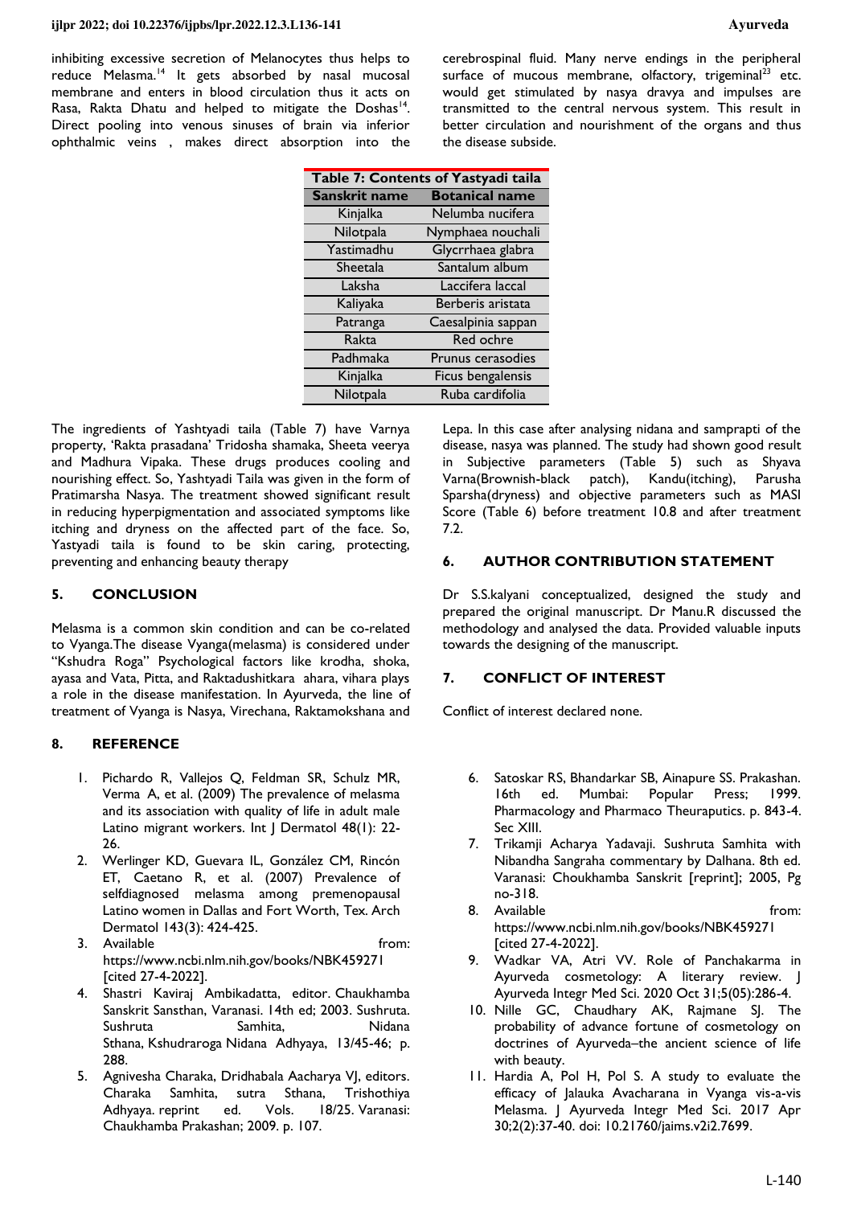inhibiting excessive secretion of Melanocytes thus helps to reduce Melasma.[14] It gets absorbed by nasal mucosal membrane and enters in blood circulation thus it acts on Rasa, Rakta Dhatu and helped to mitigate the Doshas[14]. Direct pooling into venous sinuses of brain via inferior ophthalmic veins , makes direct absorption into the cerebrospinal fluid. Many nerve endings in the peripheral surface of mucous membrane, olfactory, trigeminal[23] etc. would get stimulated by nasya dravya and impulses are transmitted to the central nervous system. This result in better circulation and nourishment of the organs and thus the disease subside.

**Table 7: Contents of Yastyadi taila**

| Sanskrit name | Botanical name |
|---|---|
| Kinjalka | Nelumba nucifera |
| Nilotpala | Nymphaea nouchali |
| Yastimadhu | Glycrrhaea glabra |
| Sheetala | Santalum album |
| Laksha | Laccifera laccal |
| Kaliyaka | Berberis aristata |
| Patranga | Caesalpinia sappan |
| Rakta | Red ochre |
| Padhmaka | Prunus cerasodies |
| Kinjalka | Ficus bengalensis |
| Nilotpala | Ruba cardifolia |

The ingredients of Yashtyadi taila (Table 7) have Varnya property, 'Rakta prasadana' Tridosha shamaka, Sheeta veerya and Madhura Vipaka. These drugs produces cooling and nourishing effect. So, Yashtyadi Taila was given in the form of Pratimarsha Nasya. The treatment showed significant result in reducing hyperpigmentation and associated symptoms like itching and dryness on the affected part of the face. So, Yastyadi taila is found to be skin caring, protecting, preventing and enhancing beauty therapy

## 5. CONCLUSION

Melasma is a common skin condition and can be co-related to Vyanga.The disease Vyanga(melasma) is considered under "Kshudra Roga" Psychological factors like krodha, shoka, ayasa and Vata, Pitta, and Raktadushitkara ahara, vihara plays a role in the disease manifestation. In Ayurveda, the line of treatment of Vyanga is Nasya, Virechana, Raktamokshana and Lepa. In this case after analysing nidana and samprapti of the disease, nasya was planned. The study had shown good result in Subjective parameters (Table 5) such as Shyava Varna(Brownish-black patch), Kandu(itching), Parusha Sparsha(dryness) and objective parameters such as MASI Score (Table 6) before treatment 10.8 and after treatment 7.2.

## 6. AUTHOR CONTRIBUTION STATEMENT

Dr S.S.kalyani conceptualized, designed the study and prepared the original manuscript. Dr Manu.R discussed the methodology and analysed the data. Provided valuable inputs towards the designing of the manuscript.

## 7. CONFLICT OF INTEREST

Conflict of interest declared none.

## 8. REFERENCE

1. Pichardo R, Vallejos Q, Feldman SR, Schulz MR, Verma A, et al. (2009) The prevalence of melasma and its association with quality of life in adult male Latino migrant workers. Int J Dermatol 48(1): 22-26.
2. Werlinger KD, Guevara IL, González CM, Rincón ET, Caetano R, et al. (2007) Prevalence of selfdiagnosed melasma among premenopausal Latino women in Dallas and Fort Worth, Tex. Arch Dermatol 143(3): 424-425.
3. Available from: https://www.ncbi.nlm.nih.gov/books/NBK459271 [cited 27-4-2022].
4. Shastri Kaviraj Ambikadatta, editor. Chaukhamba Sanskrit Sansthan, Varanasi. 14th ed; 2003. Sushruta. Sushruta Samhita, Nidana Sthana, Kshudraroga Nidana Adhyaya, 13/45-46; p. 288.
5. Agnivesha Charaka, Dridhabala Aacharya VJ, editors. Charaka Samhita, sutra Sthana, Trishothiya Adhyaya. reprint ed. Vols. 18/25. Varanasi: Chaukhamba Prakashan; 2009. p. 107.
6. Satoskar RS, Bhandarkar SB, Ainapure SS. Prakashan. 16th ed. Mumbai: Popular Press; 1999. Pharmacology and Pharmaco Theuraputics. p. 843-4. Sec XIII.
7. Trikamji Acharya Yadavaji. Sushruta Samhita with Nibandha Sangraha commentary by Dalhana. 8th ed. Varanasi: Choukhamba Sanskrit [reprint]; 2005, Pg no-318.
8. Available from: https://www.ncbi.nlm.nih.gov/books/NBK459271 [cited 27-4-2022].
9. Wadkar VA, Atri VV. Role of Panchakarma in Ayurveda cosmetology: A literary review. J Ayurveda Integr Med Sci. 2020 Oct 31;5(05):286-4.
10. Nille GC, Chaudhary AK, Rajmane SJ. The probability of advance fortune of cosmetology on doctrines of Ayurveda–the ancient science of life with beauty.
11. Hardia A, Pol H, Pol S. A study to evaluate the efficacy of Jalauka Avacharana in Vyanga vis-a-vis Melasma. J Ayurveda Integr Med Sci. 2017 Apr 30;2(2):37-40. doi: 10.21760/jaims.v2i2.7699.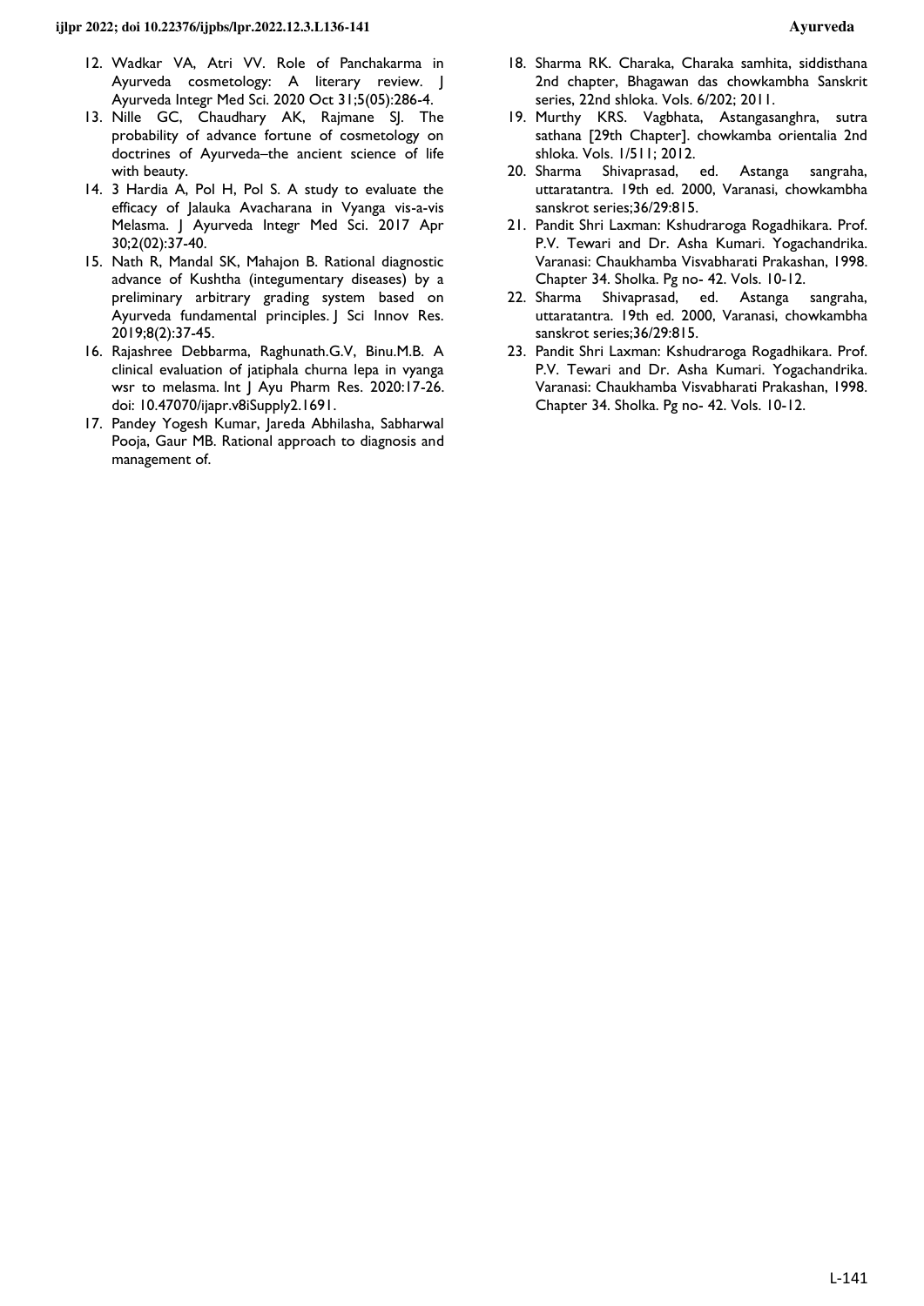12. Wadkar VA, Atri VV. Role of Panchakarma in Ayurveda cosmetology: A literary review. J Ayurveda Integr Med Sci. 2020 Oct 31;5(05):286-4.
13. Nille GC, Chaudhary AK, Rajmane SJ. The probability of advance fortune of cosmetology on doctrines of Ayurveda–the ancient science of life with beauty.
14. 3 Hardia A, Pol H, Pol S. A study to evaluate the efficacy of Jalauka Avacharana in Vyanga vis-a-vis Melasma. J Ayurveda Integr Med Sci. 2017 Apr 30;2(02):37-40.
15. Nath R, Mandal SK, Mahajon B. Rational diagnostic advance of Kushtha (integumentary diseases) by a preliminary arbitrary grading system based on Ayurveda fundamental principles. J Sci Innov Res. 2019;8(2):37-45.
16. Rajashree Debbarma, Raghunath.G.V, Binu.M.B. A clinical evaluation of jatiphala churna lepa in vyanga wsr to melasma. Int J Ayu Pharm Res. 2020:17-26. doi: 10.47070/ijapr.v8iSupply2.1691.
17. Pandey Yogesh Kumar, Jareda Abhilasha, Sabharwal Pooja, Gaur MB. Rational approach to diagnosis and management of.
18. Sharma RK. Charaka, Charaka samhita, siddisthana 2nd chapter, Bhagawan das chowkambha Sanskrit series, 22nd shloka. Vols. 6/202; 2011.
19. Murthy KRS. Vagbhata, Astangasanghra, sutra sathana [29th Chapter]. chowkamba orientalia 2nd shloka. Vols. 1/511; 2012.
20. Sharma Shivaprasad, ed. Astanga sangraha, uttaratantra. 19th ed. 2000, Varanasi, chowkambha sanskrot series;36/29:815.
21. Pandit Shri Laxman: Kshudraroga Rogadhikara. Prof. P.V. Tewari and Dr. Asha Kumari. Yogachandrika. Varanasi: Chaukhamba Visvabharati Prakashan, 1998. Chapter 34. Sholka. Pg no- 42. Vols. 10-12.
22. Sharma Shivaprasad, ed. Astanga sangraha, uttaratantra. 19th ed. 2000, Varanasi, chowkambha sanskrot series;36/29:815.
23. Pandit Shri Laxman: Kshudraroga Rogadhikara. Prof. P.V. Tewari and Dr. Asha Kumari. Yogachandrika. Varanasi: Chaukhamba Visvabharati Prakashan, 1998. Chapter 34. Sholka. Pg no- 42. Vols. 10-12.